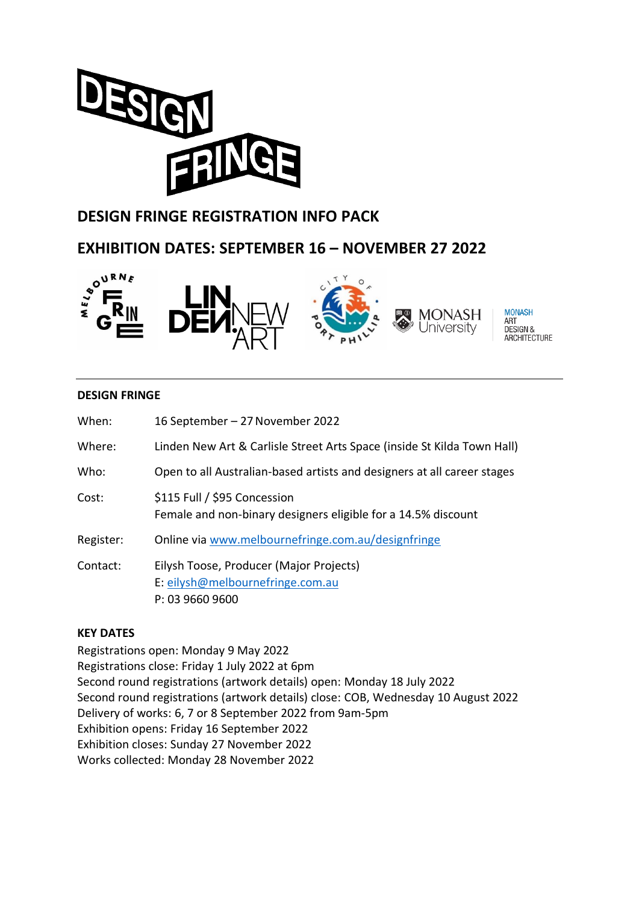# DESIGN FRINGE REGISTRATION INFO PACK

## EXHIBITION DATES: SEPTEMBER 16 – NOVEMBER 27 2022

---

**DESIGN FRINGE**

| | |
|---|---|
| When: | 16 September – 27 November 2022 |
| Where: | Linden New Art & Carlisle Street Arts Space (inside St Kilda Town Hall) |
| Who: | Open to all Australian-based artists and designers at all career stages |
| Cost: | $115 Full / $95 Concession<br>Female and non-binary designers eligible for a 14.5% discount |
| Register: | Online via [www.melbournefringe.com.au/designfringe](http://www.melbournefringe.com.au/designfringe) |
| Contact: | Eilysh Toose, Producer (Major Projects)<br>E: [eilysh@melbournefringe.com.au](mailto:eilysh@melbournefringe.com.au)<br>P: 03 9660 9600 |

**KEY DATES**

Registrations open: Monday 9 May 2022
Registrations close: Friday 1 July 2022 at 6pm
Second round registrations (artwork details) open: Monday 18 July 2022
Second round registrations (artwork details) close: COB, Wednesday 10 August 2022
Delivery of works: 6, 7 or 8 September 2022 from 9am-5pm
Exhibition opens: Friday 16 September 2022
Exhibition closes: Sunday 27 November 2022
Works collected: Monday 28 November 2022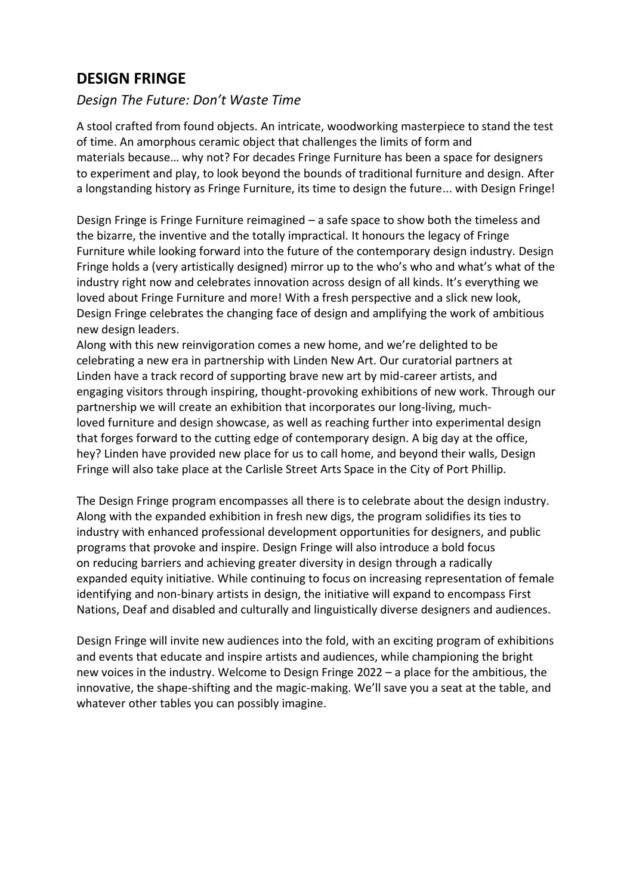## DESIGN FRINGE

*Design The Future: Don't Waste Time*

A stool crafted from found objects. An intricate, woodworking masterpiece to stand the test of time. An amorphous ceramic object that challenges the limits of form and materials because… why not? For decades Fringe Furniture has been a space for designers to experiment and play, to look beyond the bounds of traditional furniture and design. After a longstanding history as Fringe Furniture, its time to design the future... with Design Fringe!

Design Fringe is Fringe Furniture reimagined – a safe space to show both the timeless and the bizarre, the inventive and the totally impractical. It honours the legacy of Fringe Furniture while looking forward into the future of the contemporary design industry. Design Fringe holds a (very artistically designed) mirror up to the who's who and what's what of the industry right now and celebrates innovation across design of all kinds. It's everything we loved about Fringe Furniture and more! With a fresh perspective and a slick new look, Design Fringe celebrates the changing face of design and amplifying the work of ambitious new design leaders.

Along with this new reinvigoration comes a new home, and we're delighted to be celebrating a new era in partnership with Linden New Art. Our curatorial partners at Linden have a track record of supporting brave new art by mid-career artists, and engaging visitors through inspiring, thought-provoking exhibitions of new work. Through our partnership we will create an exhibition that incorporates our long-living, much-loved furniture and design showcase, as well as reaching further into experimental design that forges forward to the cutting edge of contemporary design. A big day at the office, hey? Linden have provided new place for us to call home, and beyond their walls, Design Fringe will also take place at the Carlisle Street Arts Space in the City of Port Phillip.

The Design Fringe program encompasses all there is to celebrate about the design industry. Along with the expanded exhibition in fresh new digs, the program solidifies its ties to industry with enhanced professional development opportunities for designers, and public programs that provoke and inspire. Design Fringe will also introduce a bold focus on reducing barriers and achieving greater diversity in design through a radically expanded equity initiative. While continuing to focus on increasing representation of female identifying and non-binary artists in design, the initiative will expand to encompass First Nations, Deaf and disabled and culturally and linguistically diverse designers and audiences.

Design Fringe will invite new audiences into the fold, with an exciting program of exhibitions and events that educate and inspire artists and audiences, while championing the bright new voices in the industry. Welcome to Design Fringe 2022 – a place for the ambitious, the innovative, the shape-shifting and the magic-making. We'll save you a seat at the table, and whatever other tables you can possibly imagine.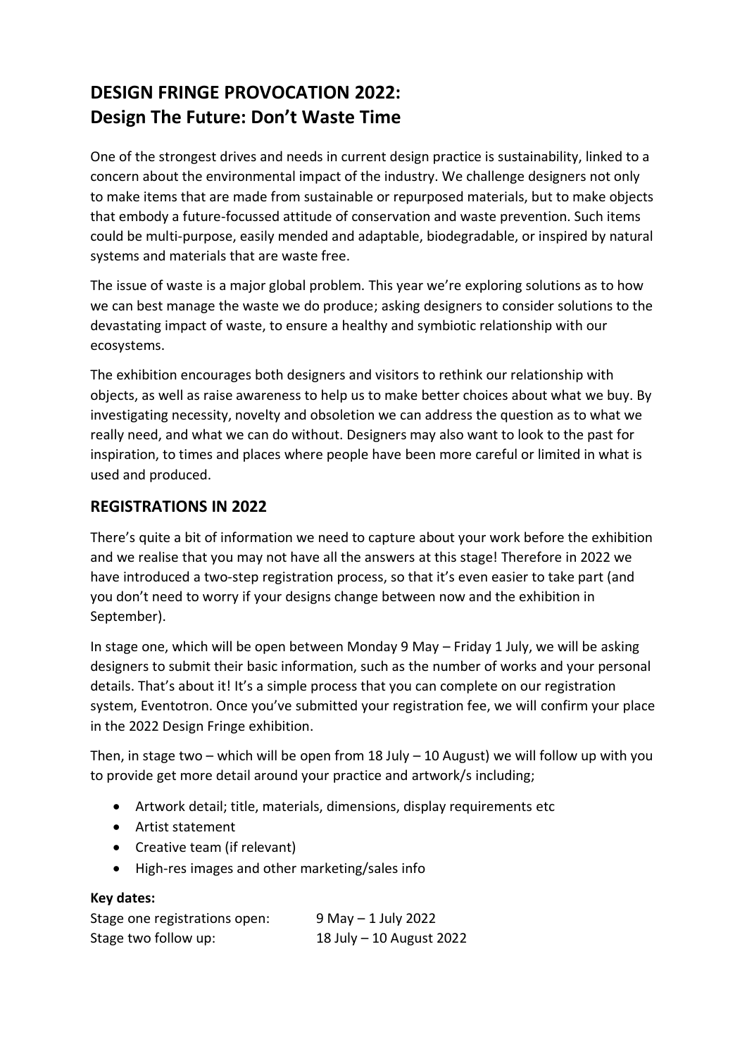# DESIGN FRINGE PROVOCATION 2022: Design The Future: Don't Waste Time

One of the strongest drives and needs in current design practice is sustainability, linked to a concern about the environmental impact of the industry. We challenge designers not only to make items that are made from sustainable or repurposed materials, but to make objects that embody a future-focussed attitude of conservation and waste prevention. Such items could be multi-purpose, easily mended and adaptable, biodegradable, or inspired by natural systems and materials that are waste free.

The issue of waste is a major global problem. This year we're exploring solutions as to how we can best manage the waste we do produce; asking designers to consider solutions to the devastating impact of waste, to ensure a healthy and symbiotic relationship with our ecosystems.

The exhibition encourages both designers and visitors to rethink our relationship with objects, as well as raise awareness to help us to make better choices about what we buy. By investigating necessity, novelty and obsoletion we can address the question as to what we really need, and what we can do without. Designers may also want to look to the past for inspiration, to times and places where people have been more careful or limited in what is used and produced.

## REGISTRATIONS IN 2022

There's quite a bit of information we need to capture about your work before the exhibition and we realise that you may not have all the answers at this stage! Therefore in 2022 we have introduced a two-step registration process, so that it's even easier to take part (and you don't need to worry if your designs change between now and the exhibition in September).

In stage one, which will be open between Monday 9 May – Friday 1 July, we will be asking designers to submit their basic information, such as the number of works and your personal details. That's about it! It's a simple process that you can complete on our registration system, Eventotron. Once you've submitted your registration fee, we will confirm your place in the 2022 Design Fringe exhibition.

Then, in stage two – which will be open from 18 July – 10 August) we will follow up with you to provide get more detail around your practice and artwork/s including;

- Artwork detail; title, materials, dimensions, display requirements etc
- Artist statement
- Creative team (if relevant)
- High-res images and other marketing/sales info

**Key dates:**

| | |
|---|---|
| Stage one registrations open: | 9 May – 1 July 2022 |
| Stage two follow up: | 18 July – 10 August 2022 |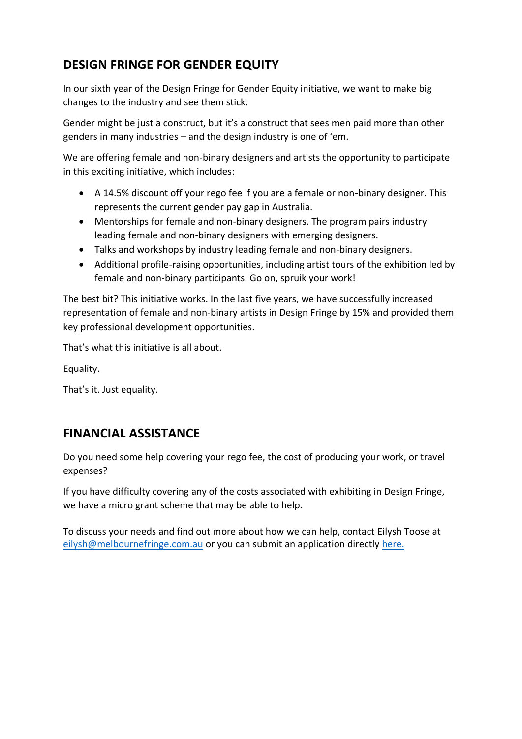## DESIGN FRINGE FOR GENDER EQUITY

In our sixth year of the Design Fringe for Gender Equity initiative, we want to make big changes to the industry and see them stick.

Gender might be just a construct, but it's a construct that sees men paid more than other genders in many industries – and the design industry is one of 'em.

We are offering female and non-binary designers and artists the opportunity to participate in this exciting initiative, which includes:

- A 14.5% discount off your rego fee if you are a female or non-binary designer. This represents the current gender pay gap in Australia.
- Mentorships for female and non-binary designers. The program pairs industry leading female and non-binary designers with emerging designers.
- Talks and workshops by industry leading female and non-binary designers.
- Additional profile-raising opportunities, including artist tours of the exhibition led by female and non-binary participants. Go on, spruik your work!

The best bit? This initiative works. In the last five years, we have successfully increased representation of female and non-binary artists in Design Fringe by 15% and provided them key professional development opportunities.

That's what this initiative is all about.

Equality.

That's it. Just equality.

## FINANCIAL ASSISTANCE

Do you need some help covering your rego fee, the cost of producing your work, or travel expenses?

If you have difficulty covering any of the costs associated with exhibiting in Design Fringe, we have a micro grant scheme that may be able to help.

To discuss your needs and find out more about how we can help, contact Eilysh Toose at [eilysh@melbournefringe.com.au](mailto:eilysh@melbournefringe.com.au) or you can submit an application directly here.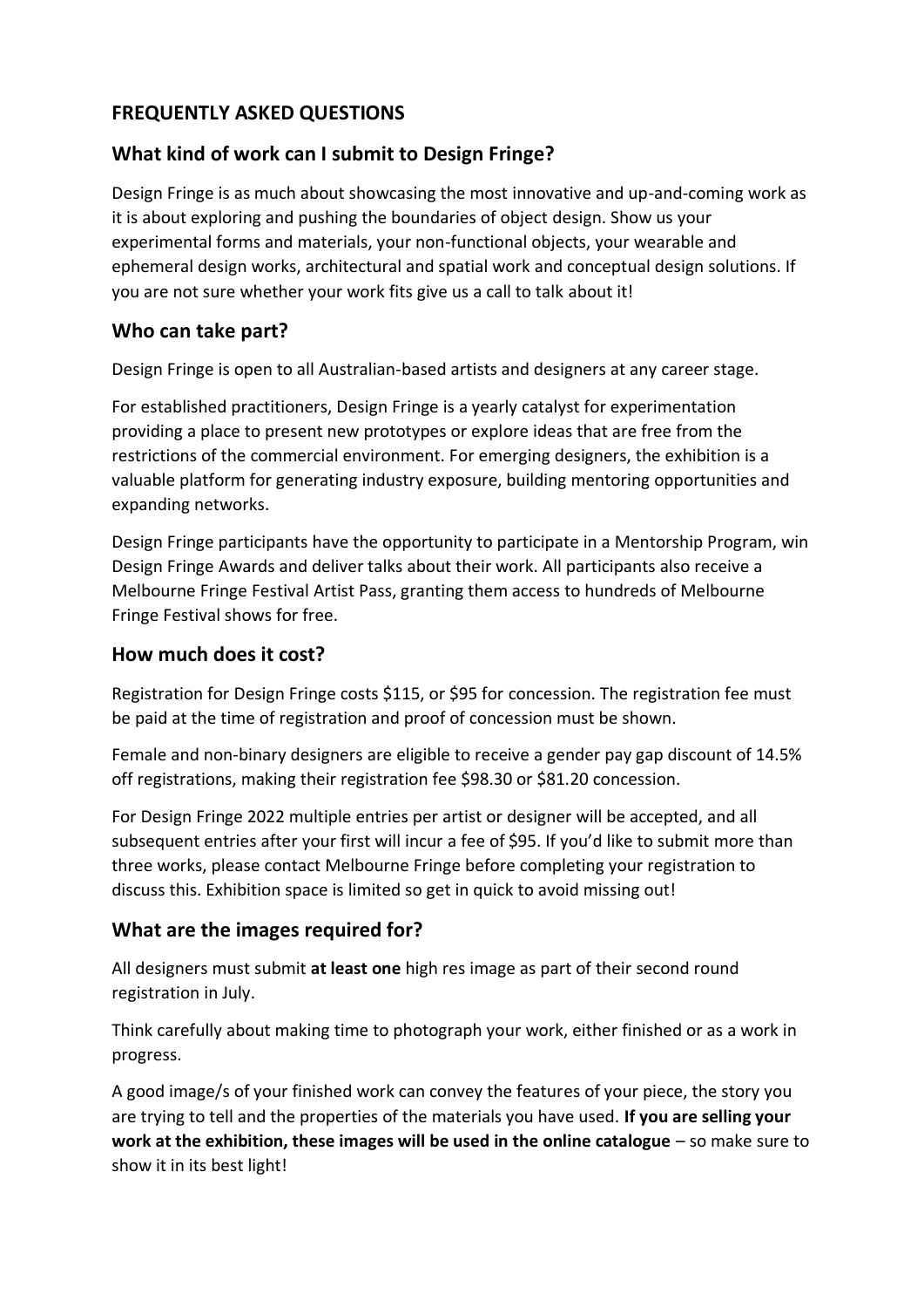# FREQUENTLY ASKED QUESTIONS

## What kind of work can I submit to Design Fringe?

Design Fringe is as much about showcasing the most innovative and up-and-coming work as it is about exploring and pushing the boundaries of object design. Show us your experimental forms and materials, your non-functional objects, your wearable and ephemeral design works, architectural and spatial work and conceptual design solutions. If you are not sure whether your work fits give us a call to talk about it!

## Who can take part?

Design Fringe is open to all Australian-based artists and designers at any career stage.

For established practitioners, Design Fringe is a yearly catalyst for experimentation providing a place to present new prototypes or explore ideas that are free from the restrictions of the commercial environment. For emerging designers, the exhibition is a valuable platform for generating industry exposure, building mentoring opportunities and expanding networks.

Design Fringe participants have the opportunity to participate in a Mentorship Program, win Design Fringe Awards and deliver talks about their work. All participants also receive a Melbourne Fringe Festival Artist Pass, granting them access to hundreds of Melbourne Fringe Festival shows for free.

## How much does it cost?

Registration for Design Fringe costs $115, or $95 for concession. The registration fee must be paid at the time of registration and proof of concession must be shown.

Female and non-binary designers are eligible to receive a gender pay gap discount of 14.5% off registrations, making their registration fee $98.30 or $81.20 concession.

For Design Fringe 2022 multiple entries per artist or designer will be accepted, and all subsequent entries after your first will incur a fee of $95. If you'd like to submit more than three works, please contact Melbourne Fringe before completing your registration to discuss this. Exhibition space is limited so get in quick to avoid missing out!

## What are the images required for?

All designers must submit **at least one** high res image as part of their second round registration in July.

Think carefully about making time to photograph your work, either finished or as a work in progress.

A good image/s of your finished work can convey the features of your piece, the story you are trying to tell and the properties of the materials you have used. **If you are selling your work at the exhibition, these images will be used in the online catalogue** – so make sure to show it in its best light!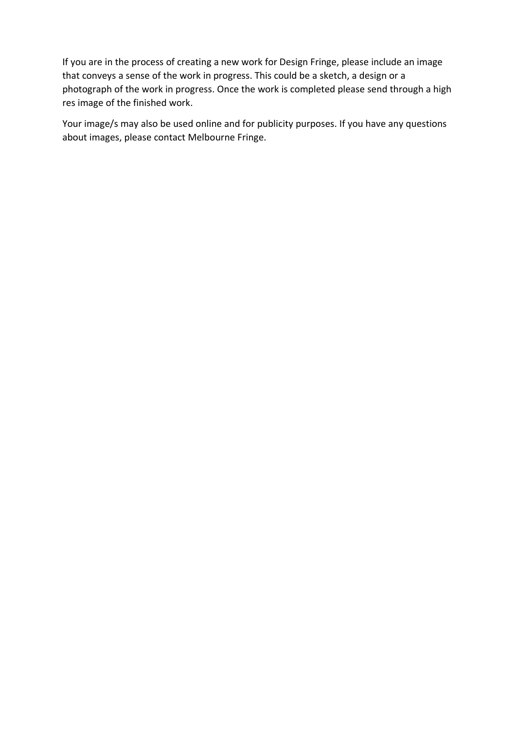If you are in the process of creating a new work for Design Fringe, please include an image that conveys a sense of the work in progress. This could be a sketch, a design or a photograph of the work in progress. Once the work is completed please send through a high res image of the finished work.

Your image/s may also be used online and for publicity purposes. If you have any questions about images, please contact Melbourne Fringe.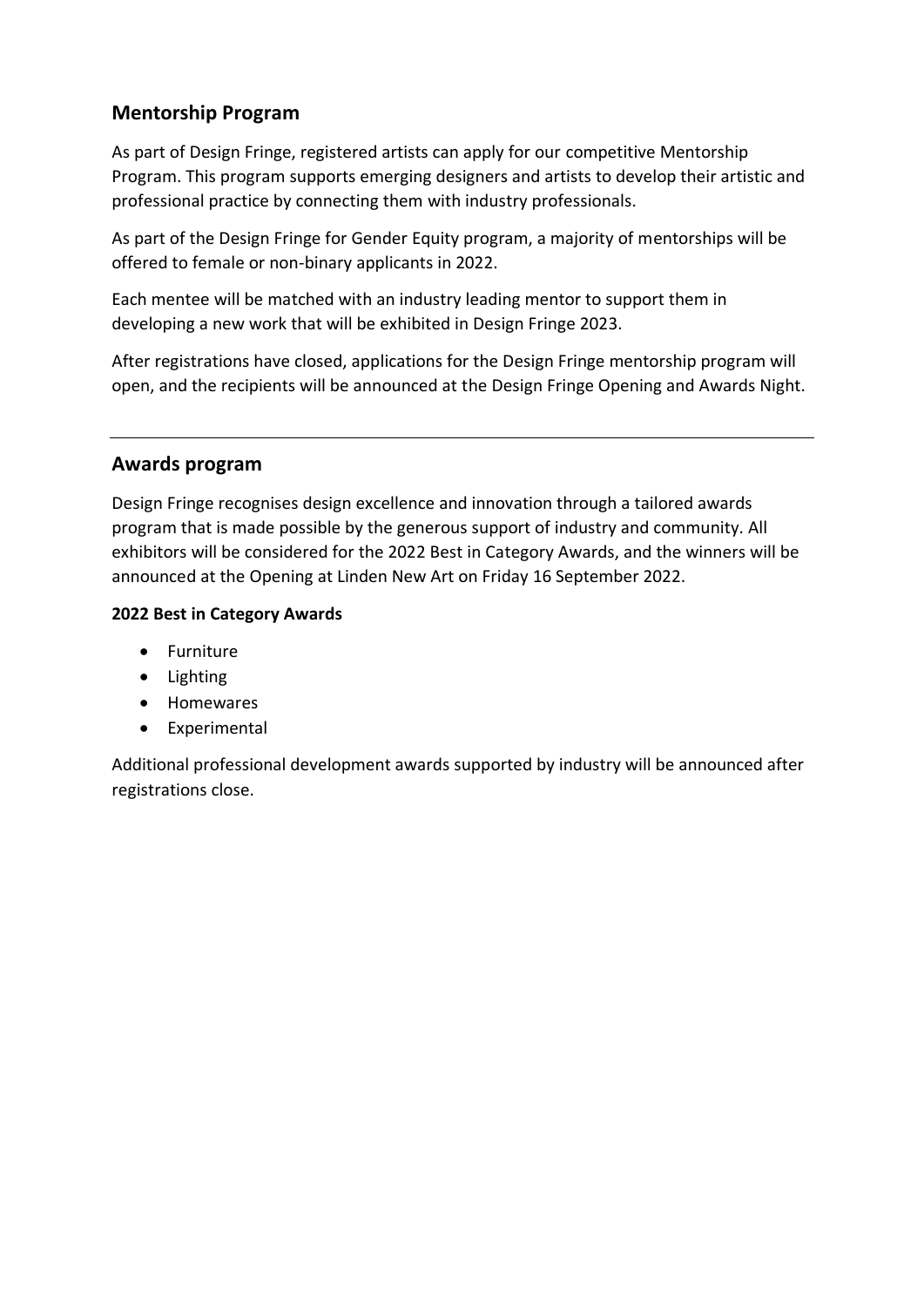## Mentorship Program

As part of Design Fringe, registered artists can apply for our competitive Mentorship Program. This program supports emerging designers and artists to develop their artistic and professional practice by connecting them with industry professionals.

As part of the Design Fringe for Gender Equity program, a majority of mentorships will be offered to female or non-binary applicants in 2022.

Each mentee will be matched with an industry leading mentor to support them in developing a new work that will be exhibited in Design Fringe 2023.

After registrations have closed, applications for the Design Fringe mentorship program will open, and the recipients will be announced at the Design Fringe Opening and Awards Night.

---

## Awards program

Design Fringe recognises design excellence and innovation through a tailored awards program that is made possible by the generous support of industry and community. All exhibitors will be considered for the 2022 Best in Category Awards, and the winners will be announced at the Opening at Linden New Art on Friday 16 September 2022.

**2022 Best in Category Awards**

- Furniture
- Lighting
- Homewares
- Experimental

Additional professional development awards supported by industry will be announced after registrations close.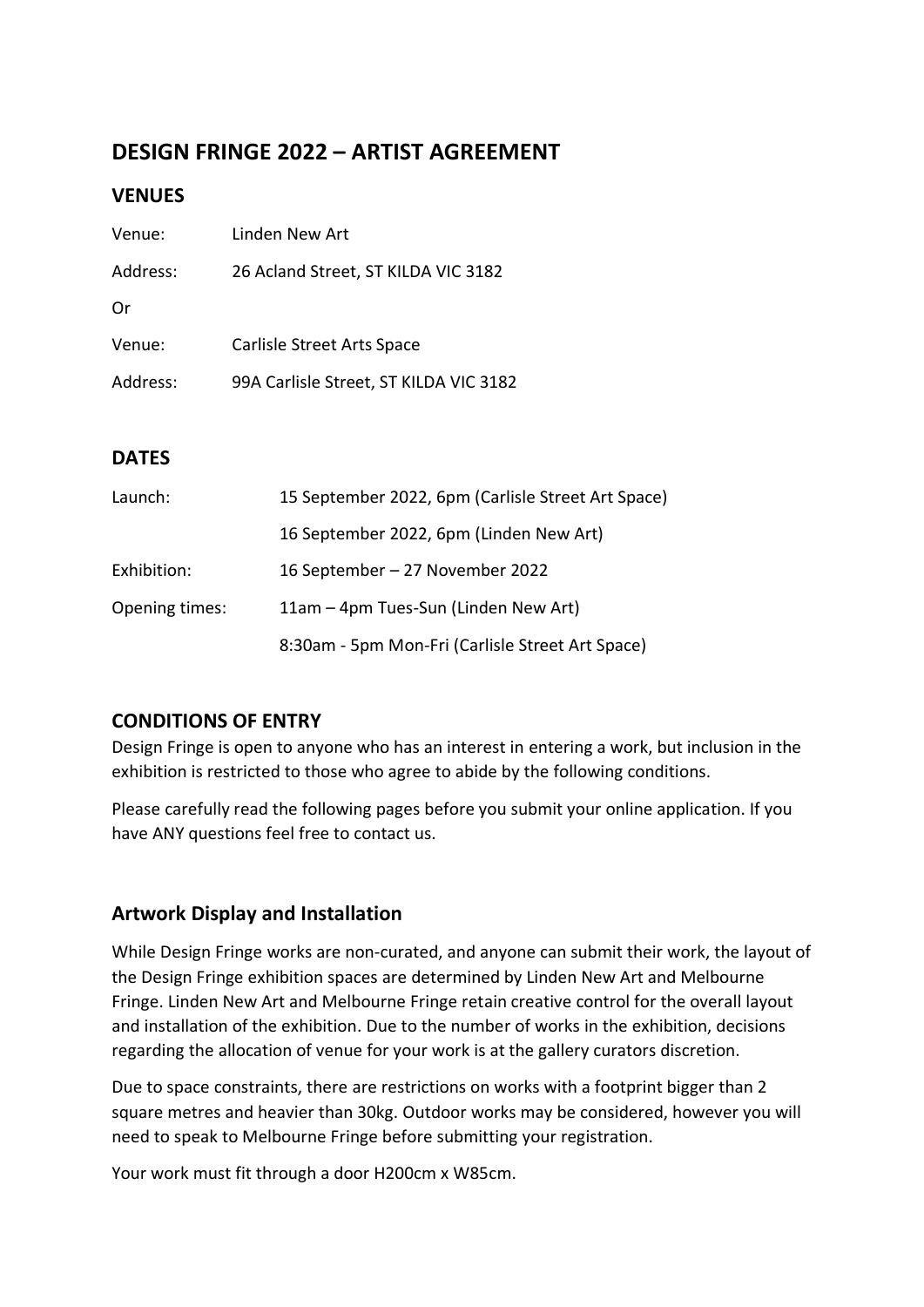## DESIGN FRINGE 2022 – ARTIST AGREEMENT

### VENUES

| | |
|---|---|
| Venue: | Linden New Art |
| Address: | 26 Acland Street, ST KILDA VIC 3182 |
| Or | |
| Venue: | Carlisle Street Arts Space |
| Address: | 99A Carlisle Street, ST KILDA VIC 3182 |

### DATES

| | |
|---|---|
| Launch: | 15 September 2022, 6pm (Carlisle Street Art Space) |
| | 16 September 2022, 6pm (Linden New Art) |
| Exhibition: | 16 September – 27 November 2022 |
| Opening times: | 11am – 4pm Tues-Sun (Linden New Art) |
| | 8:30am - 5pm Mon-Fri (Carlisle Street Art Space) |

### CONDITIONS OF ENTRY

Design Fringe is open to anyone who has an interest in entering a work, but inclusion in the exhibition is restricted to those who agree to abide by the following conditions.

Please carefully read the following pages before you submit your online application. If you have ANY questions feel free to contact us.

### Artwork Display and Installation

While Design Fringe works are non-curated, and anyone can submit their work, the layout of the Design Fringe exhibition spaces are determined by Linden New Art and Melbourne Fringe. Linden New Art and Melbourne Fringe retain creative control for the overall layout and installation of the exhibition. Due to the number of works in the exhibition, decisions regarding the allocation of venue for your work is at the gallery curators discretion.

Due to space constraints, there are restrictions on works with a footprint bigger than 2 square metres and heavier than 30kg. Outdoor works may be considered, however you will need to speak to Melbourne Fringe before submitting your registration.

Your work must fit through a door H200cm x W85cm.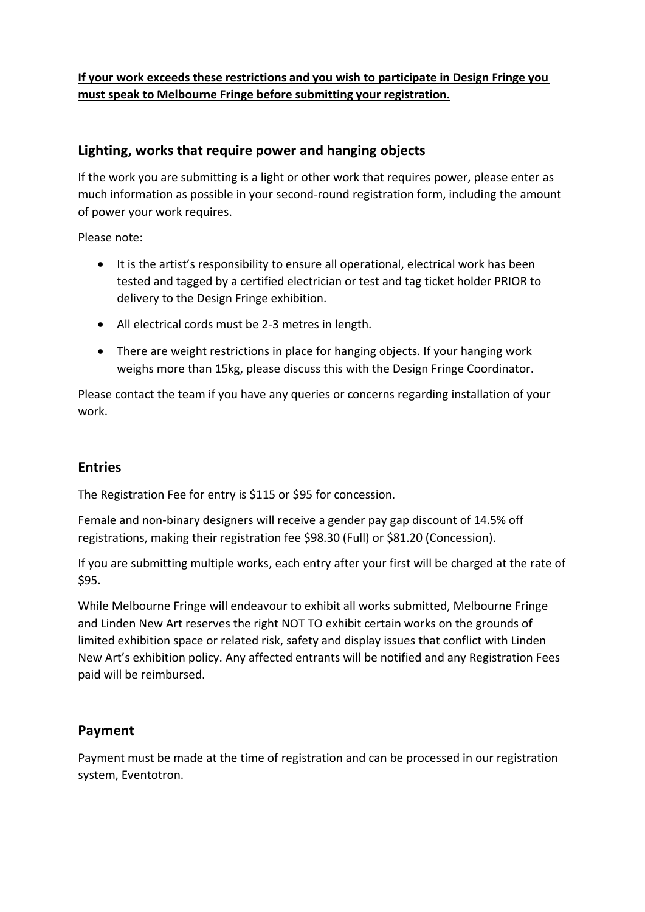**<u>If your work exceeds these restrictions and you wish to participate in Design Fringe you must speak to Melbourne Fringe before submitting your registration.</u>**

## Lighting, works that require power and hanging objects

If the work you are submitting is a light or other work that requires power, please enter as much information as possible in your second-round registration form, including the amount of power your work requires.

Please note:

- It is the artist's responsibility to ensure all operational, electrical work has been tested and tagged by a certified electrician or test and tag ticket holder PRIOR to delivery to the Design Fringe exhibition.
- All electrical cords must be 2-3 metres in length.
- There are weight restrictions in place for hanging objects. If your hanging work weighs more than 15kg, please discuss this with the Design Fringe Coordinator.

Please contact the team if you have any queries or concerns regarding installation of your work.

## Entries

The Registration Fee for entry is $115 or $95 for concession.

Female and non-binary designers will receive a gender pay gap discount of 14.5% off registrations, making their registration fee $98.30 (Full) or $81.20 (Concession).

If you are submitting multiple works, each entry after your first will be charged at the rate of $95.

While Melbourne Fringe will endeavour to exhibit all works submitted, Melbourne Fringe and Linden New Art reserves the right NOT TO exhibit certain works on the grounds of limited exhibition space or related risk, safety and display issues that conflict with Linden New Art's exhibition policy. Any affected entrants will be notified and any Registration Fees paid will be reimbursed.

## Payment

Payment must be made at the time of registration and can be processed in our registration system, Eventotron.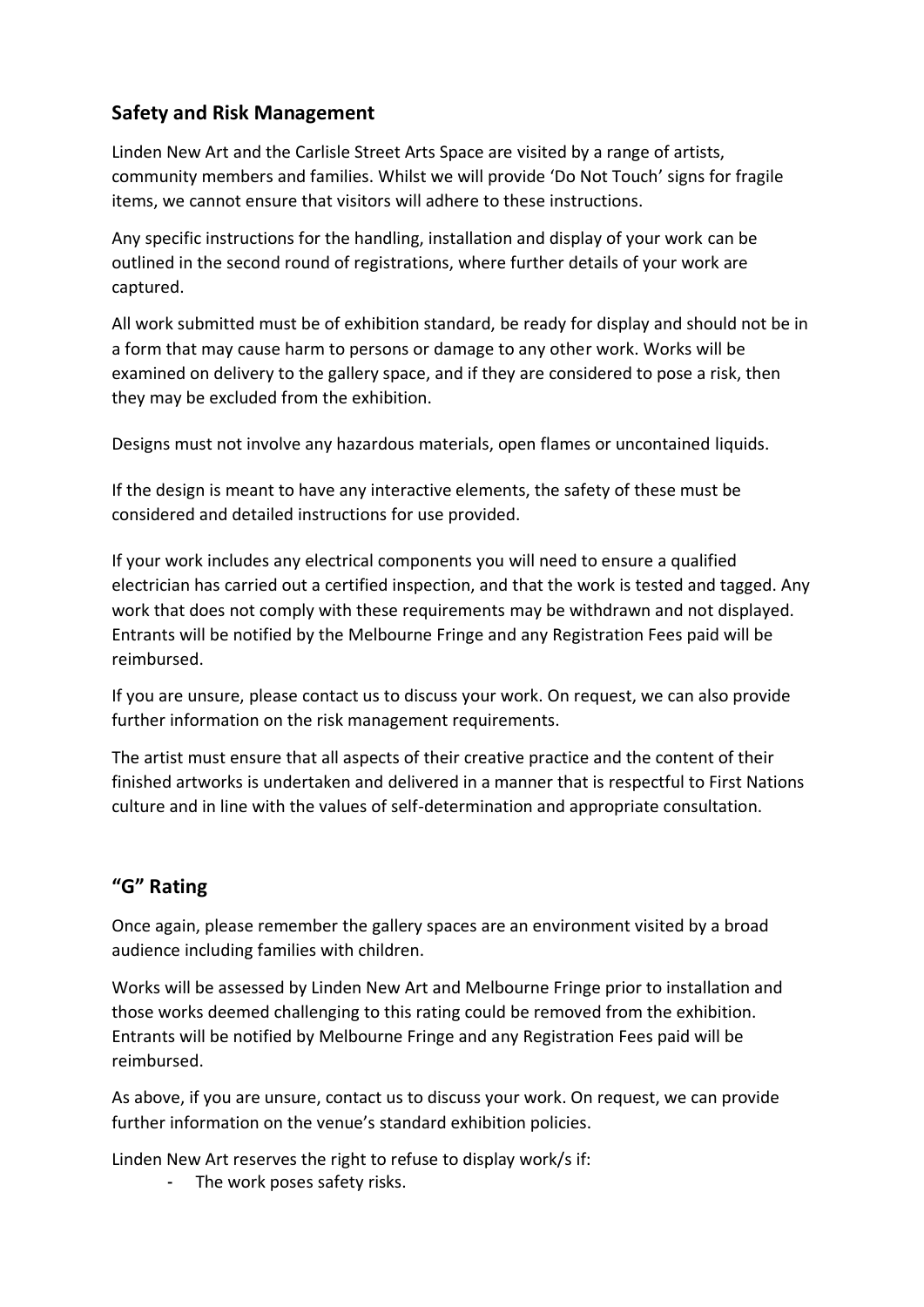## Safety and Risk Management

Linden New Art and the Carlisle Street Arts Space are visited by a range of artists, community members and families. Whilst we will provide 'Do Not Touch' signs for fragile items, we cannot ensure that visitors will adhere to these instructions.

Any specific instructions for the handling, installation and display of your work can be outlined in the second round of registrations, where further details of your work are captured.

All work submitted must be of exhibition standard, be ready for display and should not be in a form that may cause harm to persons or damage to any other work. Works will be examined on delivery to the gallery space, and if they are considered to pose a risk, then they may be excluded from the exhibition.

Designs must not involve any hazardous materials, open flames or uncontained liquids.

If the design is meant to have any interactive elements, the safety of these must be considered and detailed instructions for use provided.

If your work includes any electrical components you will need to ensure a qualified electrician has carried out a certified inspection, and that the work is tested and tagged. Any work that does not comply with these requirements may be withdrawn and not displayed. Entrants will be notified by the Melbourne Fringe and any Registration Fees paid will be reimbursed.

If you are unsure, please contact us to discuss your work. On request, we can also provide further information on the risk management requirements.

The artist must ensure that all aspects of their creative practice and the content of their finished artworks is undertaken and delivered in a manner that is respectful to First Nations culture and in line with the values of self-determination and appropriate consultation.

## "G" Rating

Once again, please remember the gallery spaces are an environment visited by a broad audience including families with children.

Works will be assessed by Linden New Art and Melbourne Fringe prior to installation and those works deemed challenging to this rating could be removed from the exhibition. Entrants will be notified by Melbourne Fringe and any Registration Fees paid will be reimbursed.

As above, if you are unsure, contact us to discuss your work. On request, we can provide further information on the venue's standard exhibition policies.

Linden New Art reserves the right to refuse to display work/s if:

- The work poses safety risks.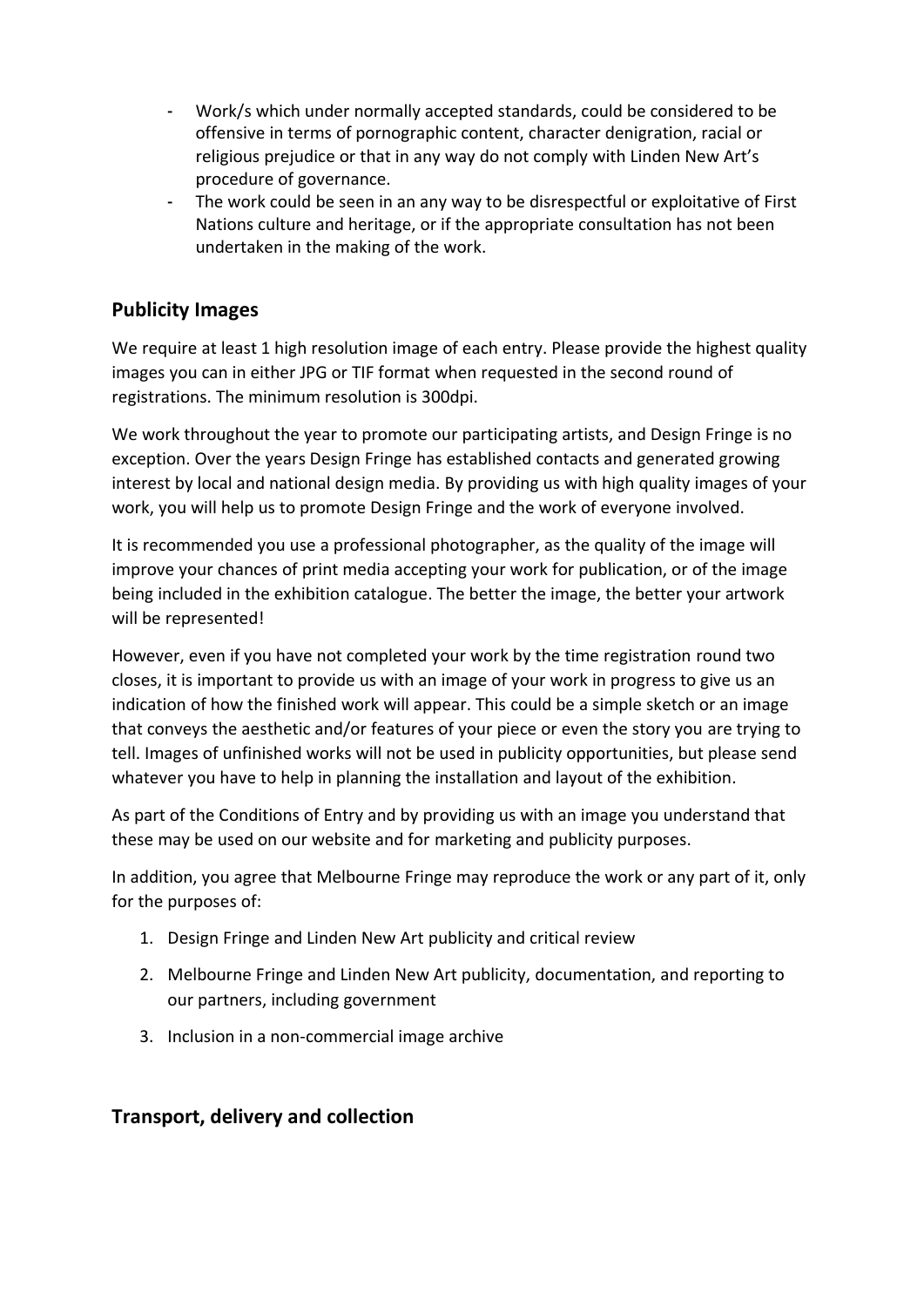- Work/s which under normally accepted standards, could be considered to be offensive in terms of pornographic content, character denigration, racial or religious prejudice or that in any way do not comply with Linden New Art's procedure of governance.
- The work could be seen in an any way to be disrespectful or exploitative of First Nations culture and heritage, or if the appropriate consultation has not been undertaken in the making of the work.

## Publicity Images

We require at least 1 high resolution image of each entry. Please provide the highest quality images you can in either JPG or TIF format when requested in the second round of registrations. The minimum resolution is 300dpi.

We work throughout the year to promote our participating artists, and Design Fringe is no exception. Over the years Design Fringe has established contacts and generated growing interest by local and national design media. By providing us with high quality images of your work, you will help us to promote Design Fringe and the work of everyone involved.

It is recommended you use a professional photographer, as the quality of the image will improve your chances of print media accepting your work for publication, or of the image being included in the exhibition catalogue. The better the image, the better your artwork will be represented!

However, even if you have not completed your work by the time registration round two closes, it is important to provide us with an image of your work in progress to give us an indication of how the finished work will appear. This could be a simple sketch or an image that conveys the aesthetic and/or features of your piece or even the story you are trying to tell. Images of unfinished works will not be used in publicity opportunities, but please send whatever you have to help in planning the installation and layout of the exhibition.

As part of the Conditions of Entry and by providing us with an image you understand that these may be used on our website and for marketing and publicity purposes.

In addition, you agree that Melbourne Fringe may reproduce the work or any part of it, only for the purposes of:

1. Design Fringe and Linden New Art publicity and critical review
2. Melbourne Fringe and Linden New Art publicity, documentation, and reporting to our partners, including government
3. Inclusion in a non-commercial image archive

## Transport, delivery and collection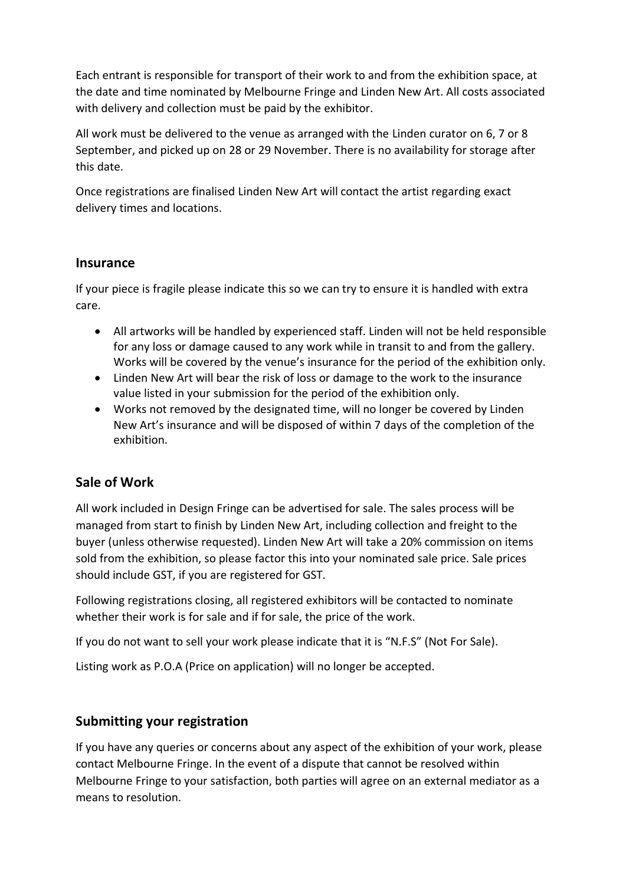Each entrant is responsible for transport of their work to and from the exhibition space, at the date and time nominated by Melbourne Fringe and Linden New Art. All costs associated with delivery and collection must be paid by the exhibitor.

All work must be delivered to the venue as arranged with the Linden curator on 6, 7 or 8 September, and picked up on 28 or 29 November. There is no availability for storage after this date.

Once registrations are finalised Linden New Art will contact the artist regarding exact delivery times and locations.

## Insurance

If your piece is fragile please indicate this so we can try to ensure it is handled with extra care.

- All artworks will be handled by experienced staff. Linden will not be held responsible for any loss or damage caused to any work while in transit to and from the gallery. Works will be covered by the venue's insurance for the period of the exhibition only.
- Linden New Art will bear the risk of loss or damage to the work to the insurance value listed in your submission for the period of the exhibition only.
- Works not removed by the designated time, will no longer be covered by Linden New Art's insurance and will be disposed of within 7 days of the completion of the exhibition.

## Sale of Work

All work included in Design Fringe can be advertised for sale. The sales process will be managed from start to finish by Linden New Art, including collection and freight to the buyer (unless otherwise requested). Linden New Art will take a 20% commission on items sold from the exhibition, so please factor this into your nominated sale price. Sale prices should include GST, if you are registered for GST.

Following registrations closing, all registered exhibitors will be contacted to nominate whether their work is for sale and if for sale, the price of the work.

If you do not want to sell your work please indicate that it is "N.F.S" (Not For Sale).

Listing work as P.O.A (Price on application) will no longer be accepted.

## Submitting your registration

If you have any queries or concerns about any aspect of the exhibition of your work, please contact Melbourne Fringe. In the event of a dispute that cannot be resolved within Melbourne Fringe to your satisfaction, both parties will agree on an external mediator as a means to resolution.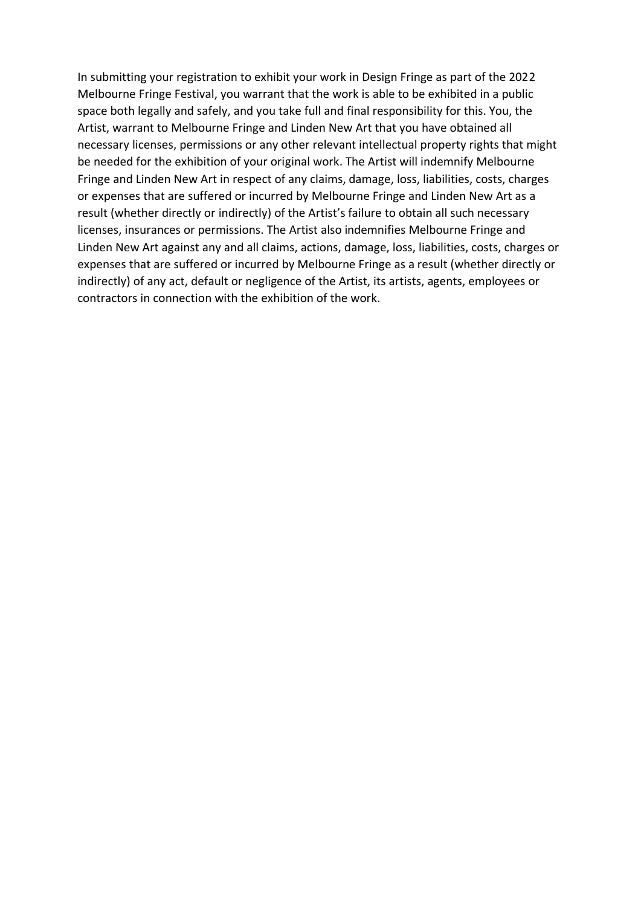In submitting your registration to exhibit your work in Design Fringe as part of the 2022 Melbourne Fringe Festival, you warrant that the work is able to be exhibited in a public space both legally and safely, and you take full and final responsibility for this. You, the Artist, warrant to Melbourne Fringe and Linden New Art that you have obtained all necessary licenses, permissions or any other relevant intellectual property rights that might be needed for the exhibition of your original work. The Artist will indemnify Melbourne Fringe and Linden New Art in respect of any claims, damage, loss, liabilities, costs, charges or expenses that are suffered or incurred by Melbourne Fringe and Linden New Art as a result (whether directly or indirectly) of the Artist's failure to obtain all such necessary licenses, insurances or permissions. The Artist also indemnifies Melbourne Fringe and Linden New Art against any and all claims, actions, damage, loss, liabilities, costs, charges or expenses that are suffered or incurred by Melbourne Fringe as a result (whether directly or indirectly) of any act, default or negligence of the Artist, its artists, agents, employees or contractors in connection with the exhibition of the work.